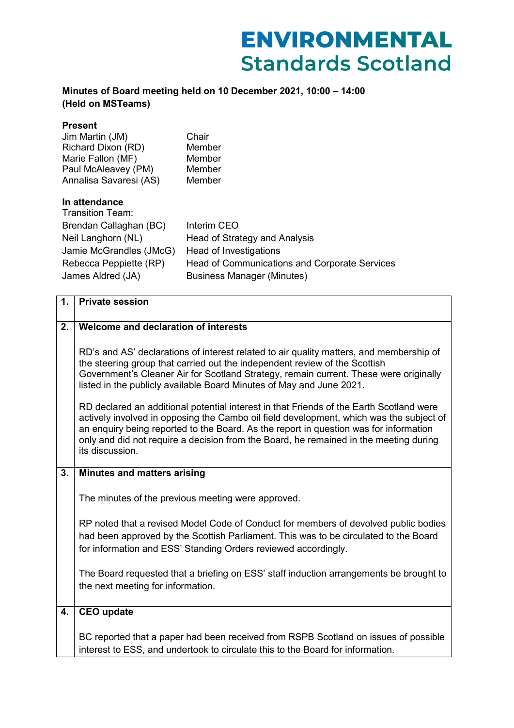# ENVIRONMENTAL Standards Scotland

**Minutes of Board meeting held on 10 December 2021, 10:00 – 14:00**
**(Held on MSTeams)**

**Present**

| | |
|---|---|
| Jim Martin (JM) | Chair |
| Richard Dixon (RD) | Member |
| Marie Fallon (MF) | Member |
| Paul McAleavey (PM) | Member |
| Annalisa Savaresi (AS) | Member |

**In attendance**

Transition Team:

| | |
|---|---|
| Brendan Callaghan (BC) | Interim CEO |
| Neil Langhorn (NL) | Head of Strategy and Analysis |
| Jamie McGrandles (JMcG) | Head of Investigations |
| Rebecca Peppiette (RP) | Head of Communications and Corporate Services |
| James Aldred (JA) | Business Manager (Minutes) |

| | |
|---|---|
| **1.** | **Private session** |
| **2.** | **Welcome and declaration of interests**<br><br>RD's and AS' declarations of interest related to air quality matters, and membership of the steering group that carried out the independent review of the Scottish Government's Cleaner Air for Scotland Strategy, remain current. These were originally listed in the publicly available Board Minutes of May and June 2021.<br><br>RD declared an additional potential interest in that Friends of the Earth Scotland were actively involved in opposing the Cambo oil field development, which was the subject of an enquiry being reported to the Board. As the report in question was for information only and did not require a decision from the Board, he remained in the meeting during its discussion. |
| **3.** | **Minutes and matters arising**<br><br>The minutes of the previous meeting were approved.<br><br>RP noted that a revised Model Code of Conduct for members of devolved public bodies had been approved by the Scottish Parliament. This was to be circulated to the Board for information and ESS' Standing Orders reviewed accordingly.<br><br>The Board requested that a briefing on ESS' staff induction arrangements be brought to the next meeting for information. |
| **4.** | **CEO update**<br><br>BC reported that a paper had been received from RSPB Scotland on issues of possible interest to ESS, and undertook to circulate this to the Board for information. |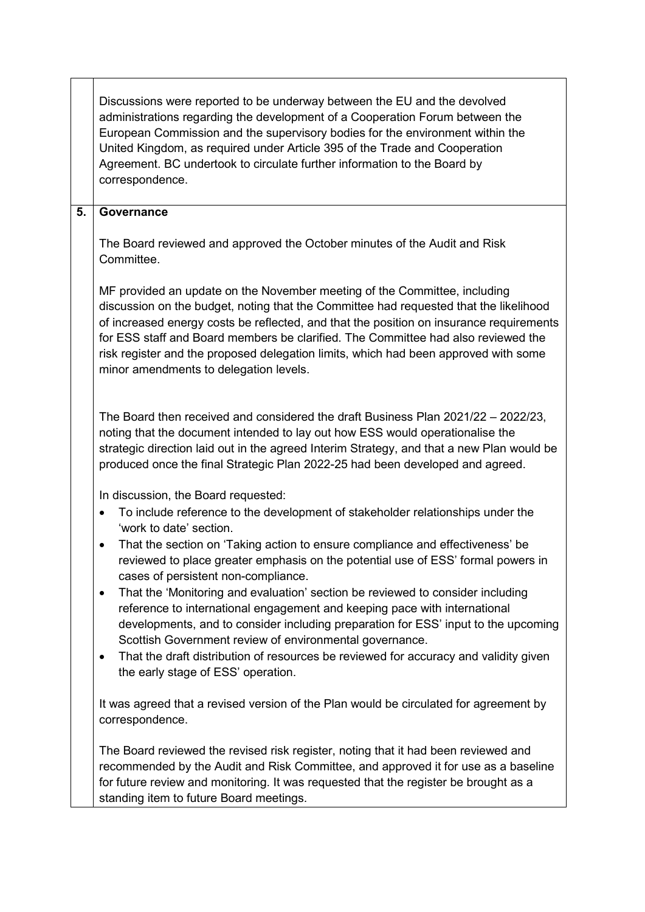| | |
|---|---|
| | Discussions were reported to be underway between the EU and the devolved administrations regarding the development of a Cooperation Forum between the European Commission and the supervisory bodies for the environment within the United Kingdom, as required under Article 395 of the Trade and Cooperation Agreement. BC undertook to circulate further information to the Board by correspondence. |
| **5.** | **Governance**<br><br>The Board reviewed and approved the October minutes of the Audit and Risk Committee.<br><br>MF provided an update on the November meeting of the Committee, including discussion on the budget, noting that the Committee had requested that the likelihood of increased energy costs be reflected, and that the position on insurance requirements for ESS staff and Board members be clarified. The Committee had also reviewed the risk register and the proposed delegation limits, which had been approved with some minor amendments to delegation levels.<br><br>The Board then received and considered the draft Business Plan 2021/22 – 2022/23, noting that the document intended to lay out how ESS would operationalise the strategic direction laid out in the agreed Interim Strategy, and that a new Plan would be produced once the final Strategic Plan 2022-25 had been developed and agreed.<br><br>In discussion, the Board requested:<br>• To include reference to the development of stakeholder relationships under the 'work to date' section.<br>• That the section on 'Taking action to ensure compliance and effectiveness' be reviewed to place greater emphasis on the potential use of ESS' formal powers in cases of persistent non-compliance.<br>• That the 'Monitoring and evaluation' section be reviewed to consider including reference to international engagement and keeping pace with international developments, and to consider including preparation for ESS' input to the upcoming Scottish Government review of environmental governance.<br>• That the draft distribution of resources be reviewed for accuracy and validity given the early stage of ESS' operation.<br><br>It was agreed that a revised version of the Plan would be circulated for agreement by correspondence.<br><br>The Board reviewed the revised risk register, noting that it had been reviewed and recommended by the Audit and Risk Committee, and approved it for use as a baseline for future review and monitoring. It was requested that the register be brought as a standing item to future Board meetings. |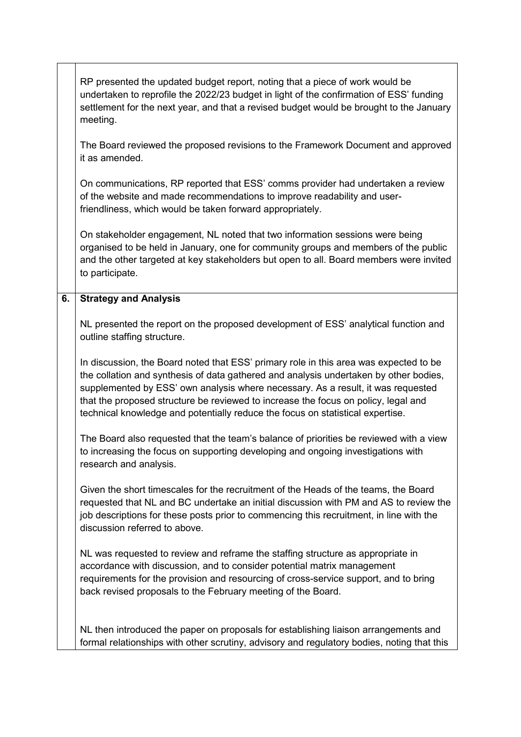RP presented the updated budget report, noting that a piece of work would be undertaken to reprofile the 2022/23 budget in light of the confirmation of ESS' funding settlement for the next year, and that a revised budget would be brought to the January meeting.

The Board reviewed the proposed revisions to the Framework Document and approved it as amended.

On communications, RP reported that ESS' comms provider had undertaken a review of the website and made recommendations to improve readability and user-friendliness, which would be taken forward appropriately.

On stakeholder engagement, NL noted that two information sessions were being organised to be held in January, one for community groups and members of the public and the other targeted at key stakeholders but open to all. Board members were invited to participate.

## 6. Strategy and Analysis

NL presented the report on the proposed development of ESS' analytical function and outline staffing structure.

In discussion, the Board noted that ESS' primary role in this area was expected to be the collation and synthesis of data gathered and analysis undertaken by other bodies, supplemented by ESS' own analysis where necessary. As a result, it was requested that the proposed structure be reviewed to increase the focus on policy, legal and technical knowledge and potentially reduce the focus on statistical expertise.

The Board also requested that the team's balance of priorities be reviewed with a view to increasing the focus on supporting developing and ongoing investigations with research and analysis.

Given the short timescales for the recruitment of the Heads of the teams, the Board requested that NL and BC undertake an initial discussion with PM and AS to review the job descriptions for these posts prior to commencing this recruitment, in line with the discussion referred to above.

NL was requested to review and reframe the staffing structure as appropriate in accordance with discussion, and to consider potential matrix management requirements for the provision and resourcing of cross-service support, and to bring back revised proposals to the February meeting of the Board.

NL then introduced the paper on proposals for establishing liaison arrangements and formal relationships with other scrutiny, advisory and regulatory bodies, noting that this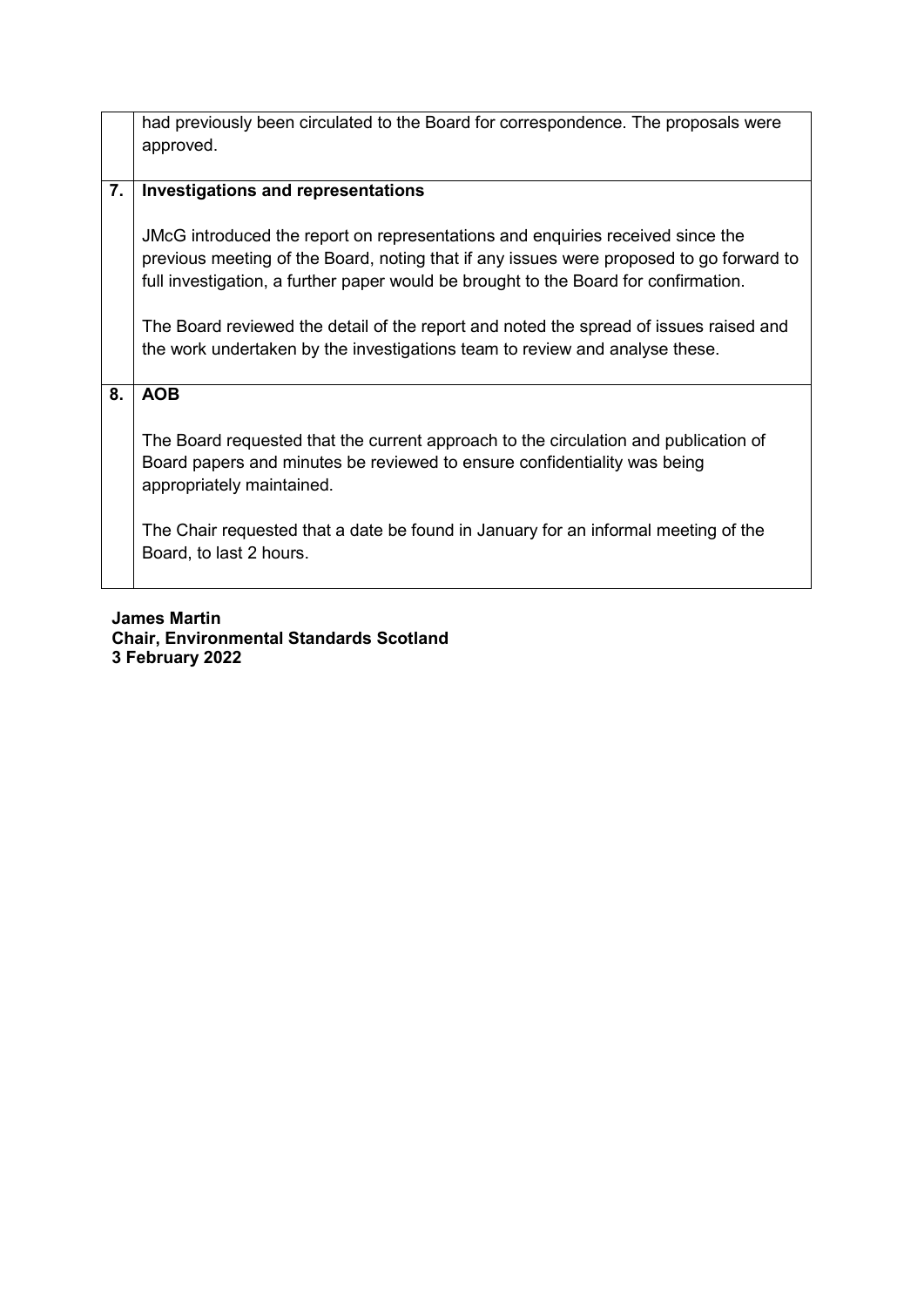| | |
|---|---|
| | had previously been circulated to the Board for correspondence. The proposals were approved. |
| **7.** | **Investigations and representations**<br><br>JMcG introduced the report on representations and enquiries received since the previous meeting of the Board, noting that if any issues were proposed to go forward to full investigation, a further paper would be brought to the Board for confirmation.<br><br>The Board reviewed the detail of the report and noted the spread of issues raised and the work undertaken by the investigations team to review and analyse these. |
| **8.** | **AOB**<br><br>The Board requested that the current approach to the circulation and publication of Board papers and minutes be reviewed to ensure confidentiality was being appropriately maintained.<br><br>The Chair requested that a date be found in January for an informal meeting of the Board, to last 2 hours. |

**James Martin**
**Chair, Environmental Standards Scotland**
**3 February 2022**